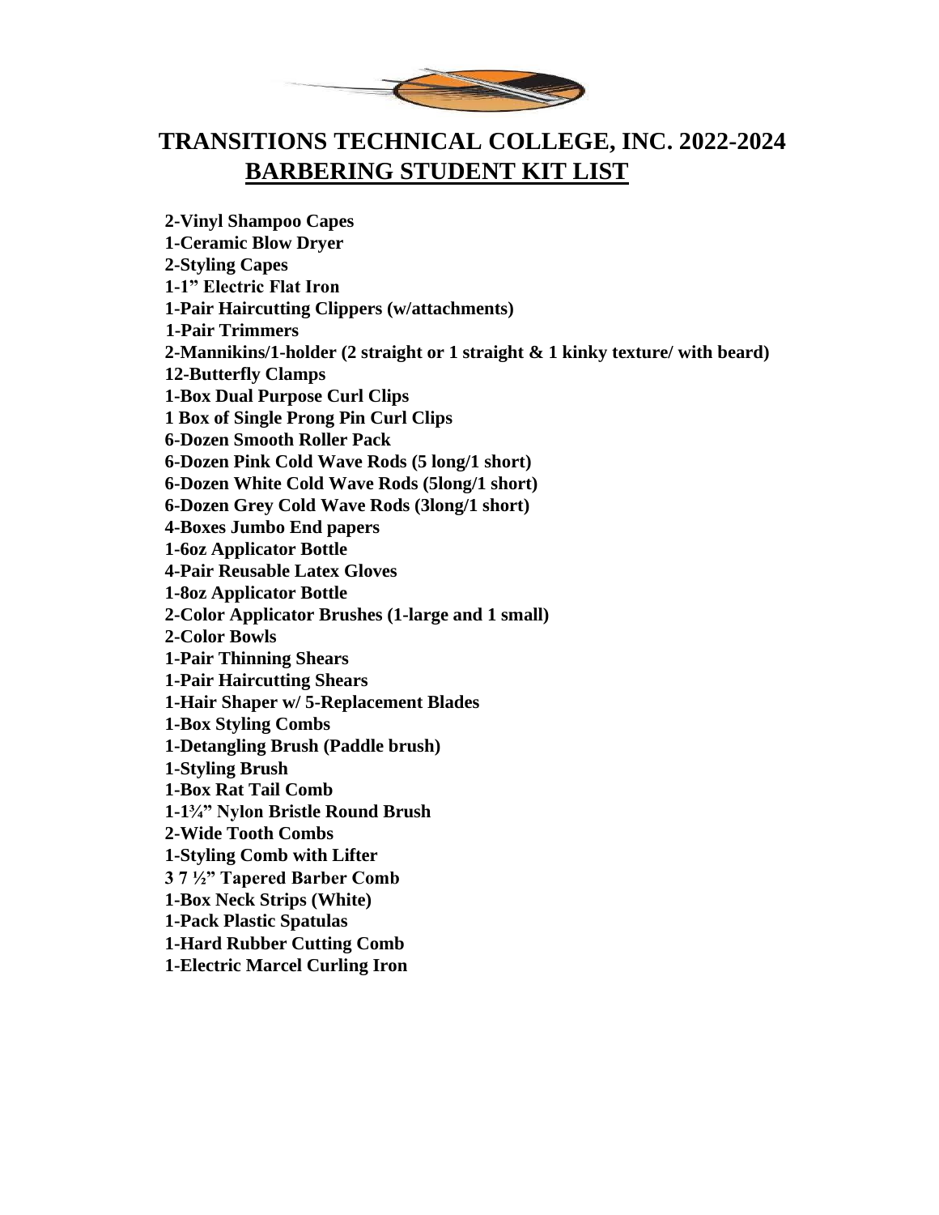# TRANSITIONS TECHNICAL COLLEGE, INC. 2022-2024

## BARBERING STUDENT KIT LIST

**2-Vinyl Shampoo Capes**
**1-Ceramic Blow Dryer**
**2-Styling Capes**
**1-1" Electric Flat Iron**
**1-Pair Haircutting Clippers (w/attachments)**
**1-Pair Trimmers**
**2-Mannikins/1-holder (2 straight or 1 straight & 1 kinky texture/ with beard)**
**12-Butterfly Clamps**
**1-Box Dual Purpose Curl Clips**
**1 Box of Single Prong Pin Curl Clips**
**6-Dozen Smooth Roller Pack**
**6-Dozen Pink Cold Wave Rods (5 long/1 short)**
**6-Dozen White Cold Wave Rods (5long/1 short)**
**6-Dozen Grey Cold Wave Rods (3long/1 short)**
**4-Boxes Jumbo End papers**
**1-6oz Applicator Bottle**
**4-Pair Reusable Latex Gloves**
**1-8oz Applicator Bottle**
**2-Color Applicator Brushes (1-large and 1 small)**
**2-Color Bowls**
**1-Pair Thinning Shears**
**1-Pair Haircutting Shears**
**1-Hair Shaper w/ 5-Replacement Blades**
**1-Box Styling Combs**
**1-Detangling Brush (Paddle brush)**
**1-Styling Brush**
**1-Box Rat Tail Comb**
**1-1¾" Nylon Bristle Round Brush**
**2-Wide Tooth Combs**
**1-Styling Comb with Lifter**
**3 7 ½" Tapered Barber Comb**
**1-Box Neck Strips (White)**
**1-Pack Plastic Spatulas**
**1-Hard Rubber Cutting Comb**
**1-Electric Marcel Curling Iron**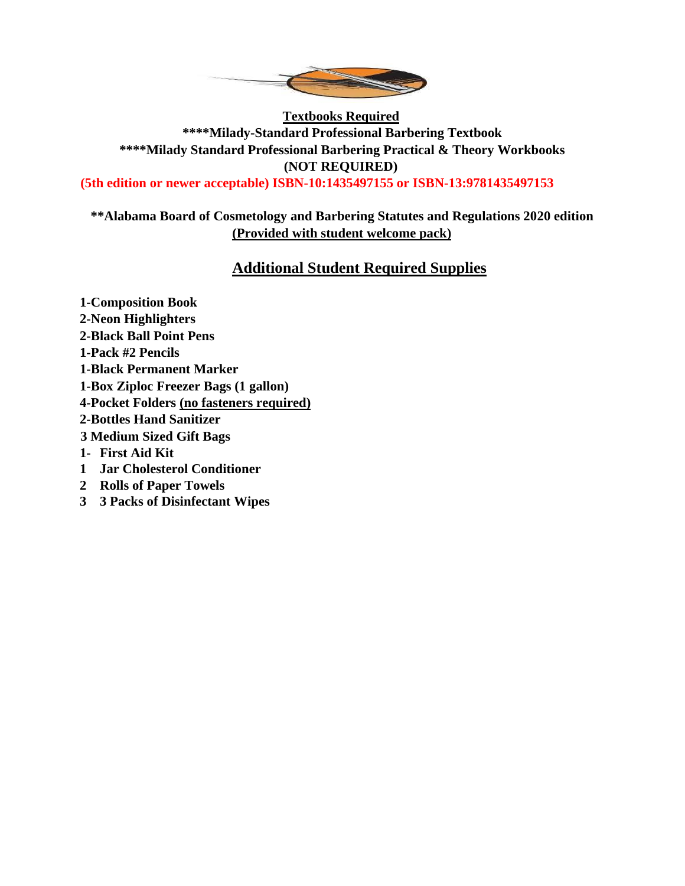**Textbooks Required**

**\*\*\*\*Milady-Standard Professional Barbering Textbook**

**\*\*\*\*Milady Standard Professional Barbering Practical & Theory Workbooks**

**(NOT REQUIRED)**

**(5th edition or newer acceptable) ISBN-10:1435497155 or ISBN-13:9781435497153**

**\*\*Alabama Board of Cosmetology and Barbering Statutes and Regulations 2020 edition**

**(Provided with student welcome pack)**

## Additional Student Required Supplies

**1-Composition Book**
**2-Neon Highlighters**
**2-Black Ball Point Pens**
**1-Pack #2 Pencils**
**1-Black Permanent Marker**
**1-Box Ziploc Freezer Bags (1 gallon)**
**4-Pocket Folders (no fasteners required)**
**2-Bottles Hand Sanitizer**
**3 Medium Sized Gift Bags**
**1- First Aid Kit**
**1 Jar Cholesterol Conditioner**
**2 Rolls of Paper Towels**
**3 3 Packs of Disinfectant Wipes**